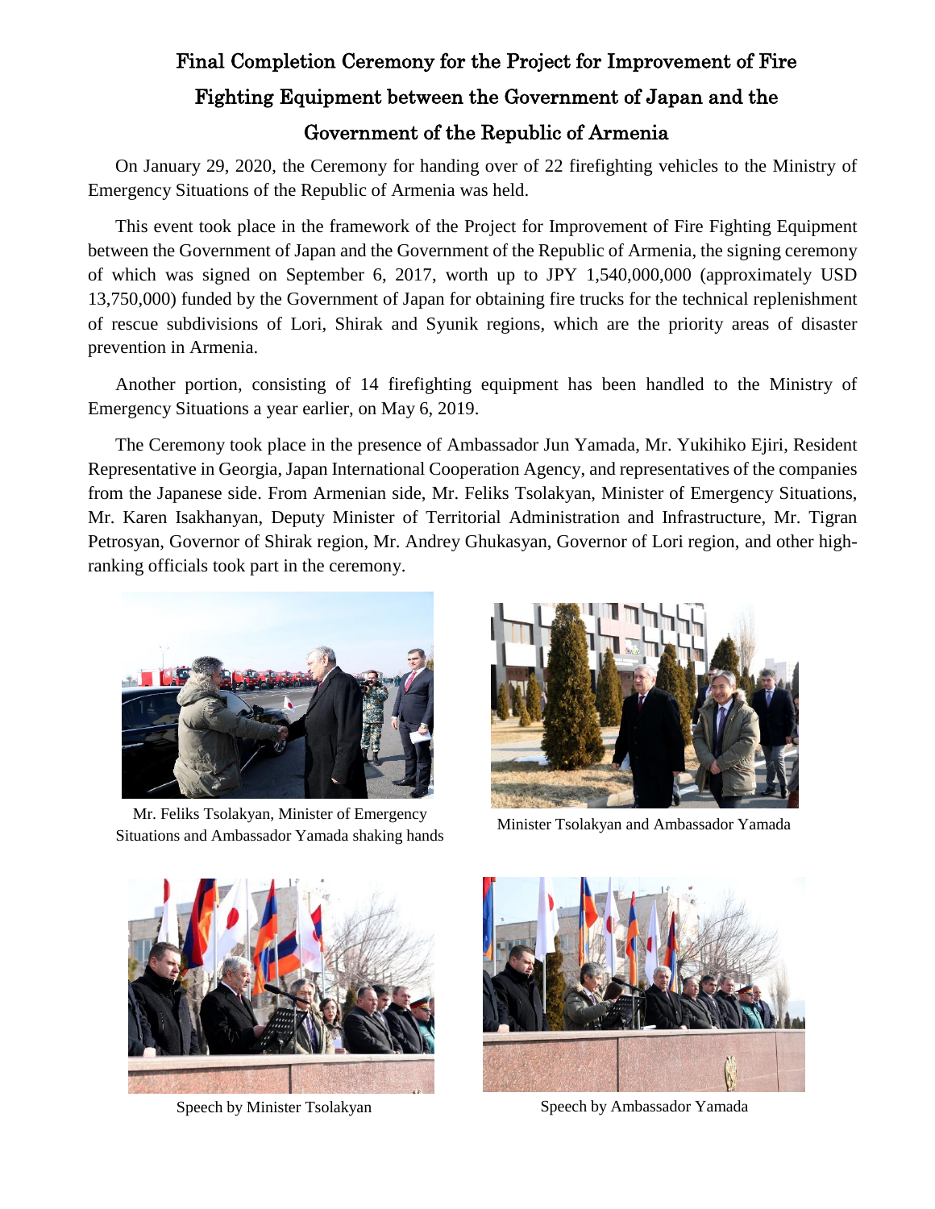# Final Completion Ceremony for the Project for Improvement of Fire Fighting Equipment between the Government of Japan and the Government of the Republic of Armenia

On January 29, 2020, the Ceremony for handing over of 22 firefighting vehicles to the Ministry of Emergency Situations of the Republic of Armenia was held.

This event took place in the framework of the Project for Improvement of Fire Fighting Equipment between the Government of Japan and the Government of the Republic of Armenia, the signing ceremony of which was signed on September 6, 2017, worth up to JPY 1,540,000,000 (approximately USD 13,750,000) funded by the Government of Japan for obtaining fire trucks for the technical replenishment of rescue subdivisions of Lori, Shirak and Syunik regions, which are the priority areas of disaster prevention in Armenia.

Another portion, consisting of 14 firefighting equipment has been handled to the Ministry of Emergency Situations a year earlier, on May 6, 2019.

The Ceremony took place in the presence of Ambassador Jun Yamada, Mr. Yukihiko Ejiri, Resident Representative in Georgia, Japan International Cooperation Agency, and representatives of the companies from the Japanese side. From Armenian side, Mr. Feliks Tsolakyan, Minister of Emergency Situations, Mr. Karen Isakhanyan, Deputy Minister of Territorial Administration and Infrastructure, Mr. Tigran Petrosyan, Governor of Shirak region, Mr. Andrey Ghukasyan, Governor of Lori region, and other high-ranking officials took part in the ceremony.

Mr. Feliks Tsolakyan, Minister of Emergency Situations and Ambassador Yamada shaking hands

Minister Tsolakyan and Ambassador Yamada

Speech by Minister Tsolakyan

Speech by Ambassador Yamada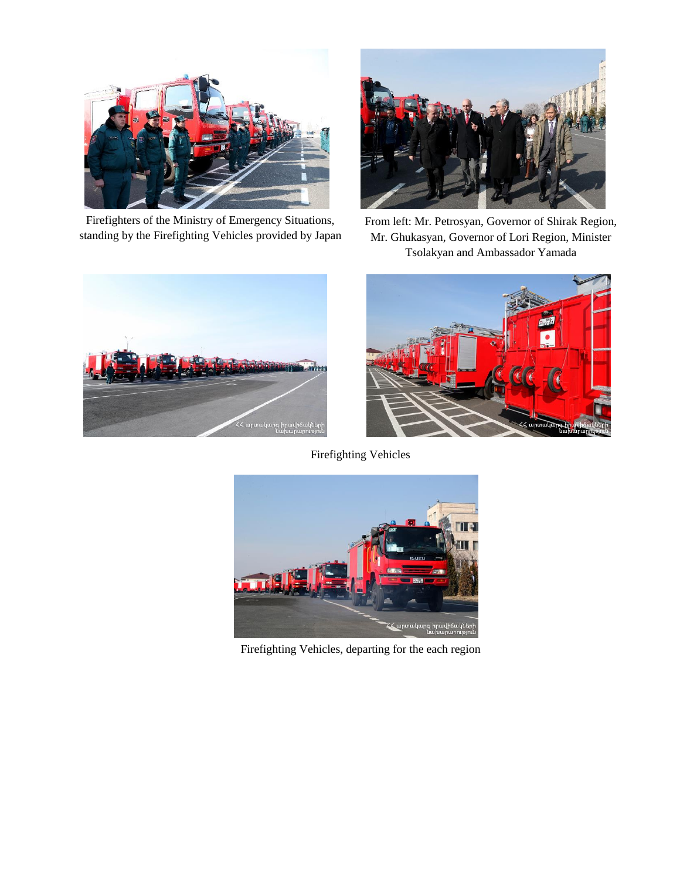Firefighters of the Ministry of Emergency Situations, standing by the Firefighting Vehicles provided by Japan

From left: Mr. Petrosyan, Governor of Shirak Region, Mr. Ghukasyan, Governor of Lori Region, Minister Tsolakyan and Ambassador Yamada

Firefighting Vehicles

Firefighting Vehicles, departing for the each region